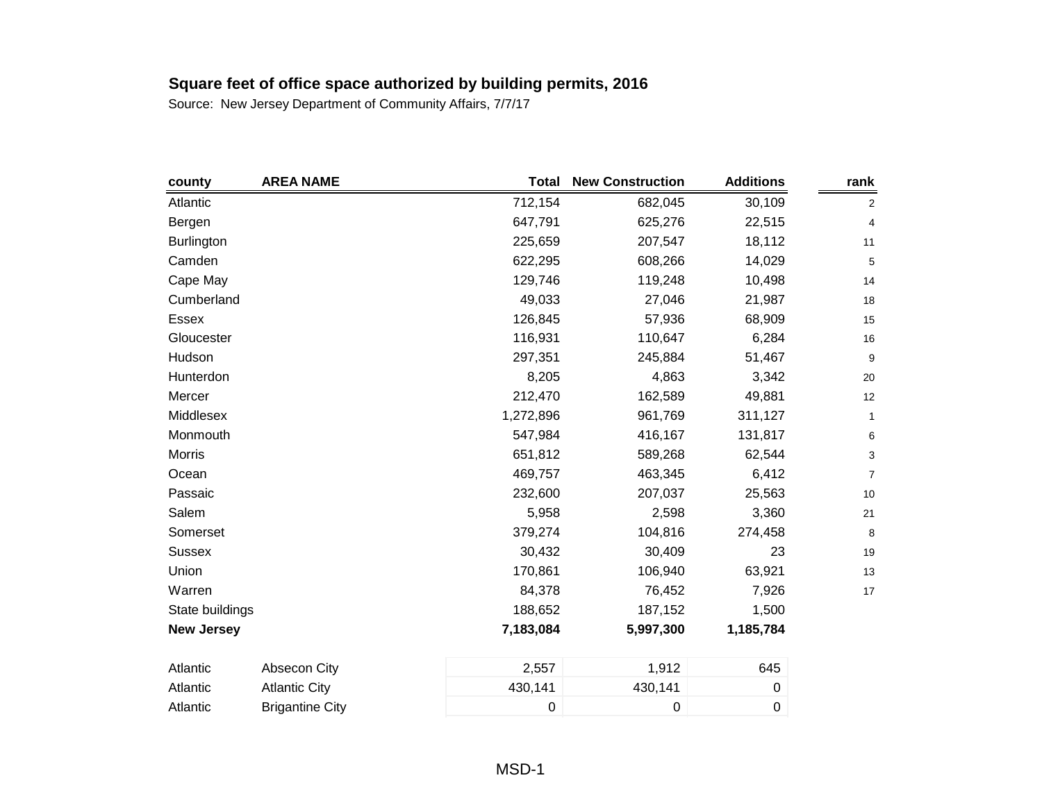**Square feet of office space authorized by building permits, 2016**

Source: New Jersey Department of Community Affairs, 7/7/17

| county | AREA NAME | Total | New Construction | Additions | rank |
|---|---|---|---|---|---|
| Atlantic | | 712,154 | 682,045 | 30,109 | 2 |
| Bergen | | 647,791 | 625,276 | 22,515 | 4 |
| Burlington | | 225,659 | 207,547 | 18,112 | 11 |
| Camden | | 622,295 | 608,266 | 14,029 | 5 |
| Cape May | | 129,746 | 119,248 | 10,498 | 14 |
| Cumberland | | 49,033 | 27,046 | 21,987 | 18 |
| Essex | | 126,845 | 57,936 | 68,909 | 15 |
| Gloucester | | 116,931 | 110,647 | 6,284 | 16 |
| Hudson | | 297,351 | 245,884 | 51,467 | 9 |
| Hunterdon | | 8,205 | 4,863 | 3,342 | 20 |
| Mercer | | 212,470 | 162,589 | 49,881 | 12 |
| Middlesex | | 1,272,896 | 961,769 | 311,127 | 1 |
| Monmouth | | 547,984 | 416,167 | 131,817 | 6 |
| Morris | | 651,812 | 589,268 | 62,544 | 3 |
| Ocean | | 469,757 | 463,345 | 6,412 | 7 |
| Passaic | | 232,600 | 207,037 | 25,563 | 10 |
| Salem | | 5,958 | 2,598 | 3,360 | 21 |
| Somerset | | 379,274 | 104,816 | 274,458 | 8 |
| Sussex | | 30,432 | 30,409 | 23 | 19 |
| Union | | 170,861 | 106,940 | 63,921 | 13 |
| Warren | | 84,378 | 76,452 | 7,926 | 17 |
| State buildings | | 188,652 | 187,152 | 1,500 | |
| **New Jersey** | | **7,183,084** | **5,997,300** | **1,185,784** | |
| | | | | | |
| Atlantic | Absecon City | 2,557 | 1,912 | 645 | |
| Atlantic | Atlantic City | 430,141 | 430,141 | 0 | |
| Atlantic | Brigantine City | 0 | 0 | 0 | |

MSD-1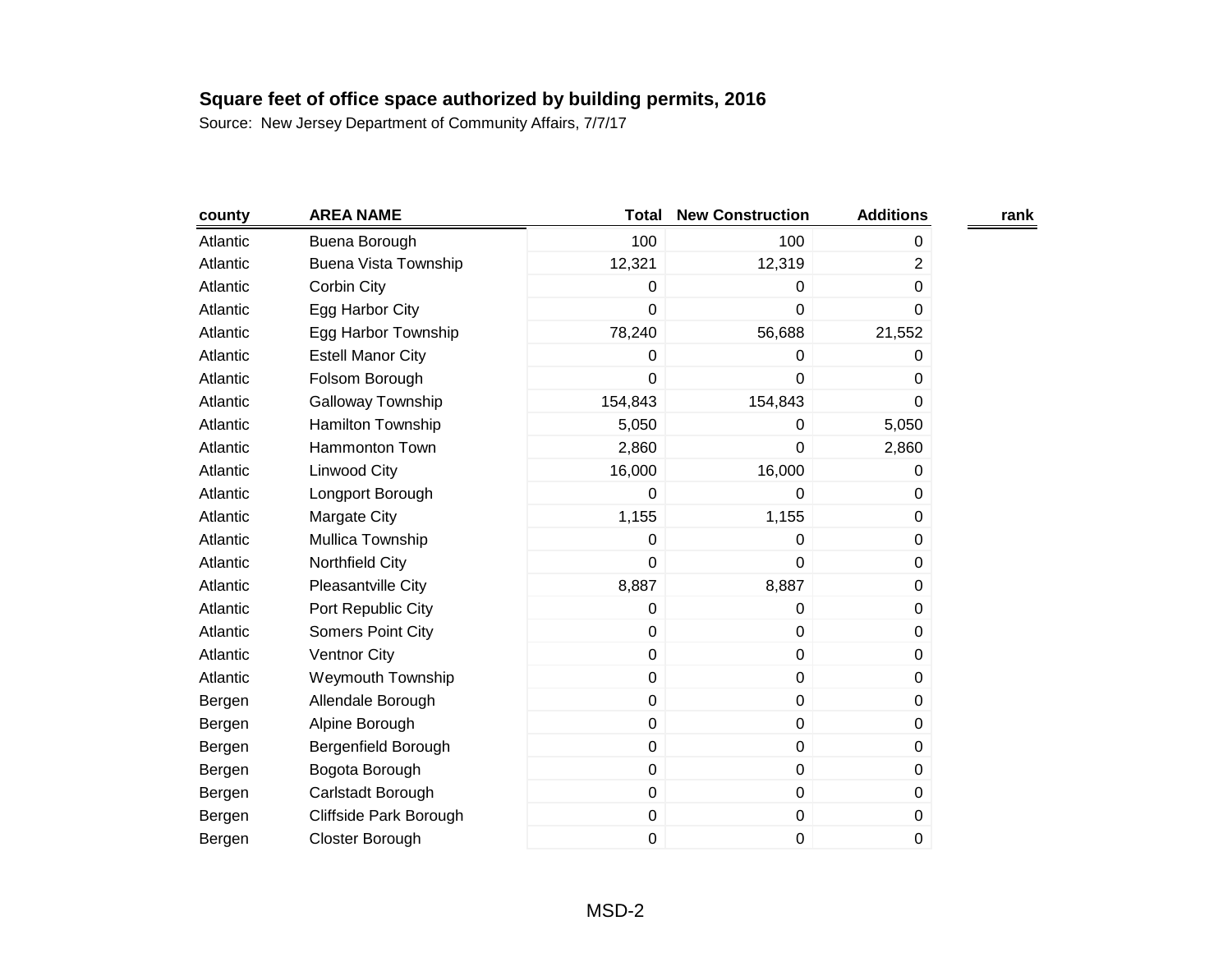**Square feet of office space authorized by building permits, 2016**

Source: New Jersey Department of Community Affairs, 7/7/17

| county | AREA NAME | Total | New Construction | Additions | rank |
|---|---|---|---|---|---|
| Atlantic | Buena Borough | 100 | 100 | 0 | |
| Atlantic | Buena Vista Township | 12,321 | 12,319 | 2 | |
| Atlantic | Corbin City | 0 | 0 | 0 | |
| Atlantic | Egg Harbor City | 0 | 0 | 0 | |
| Atlantic | Egg Harbor Township | 78,240 | 56,688 | 21,552 | |
| Atlantic | Estell Manor City | 0 | 0 | 0 | |
| Atlantic | Folsom Borough | 0 | 0 | 0 | |
| Atlantic | Galloway Township | 154,843 | 154,843 | 0 | |
| Atlantic | Hamilton Township | 5,050 | 0 | 5,050 | |
| Atlantic | Hammonton Town | 2,860 | 0 | 2,860 | |
| Atlantic | Linwood City | 16,000 | 16,000 | 0 | |
| Atlantic | Longport Borough | 0 | 0 | 0 | |
| Atlantic | Margate City | 1,155 | 1,155 | 0 | |
| Atlantic | Mullica Township | 0 | 0 | 0 | |
| Atlantic | Northfield City | 0 | 0 | 0 | |
| Atlantic | Pleasantville City | 8,887 | 8,887 | 0 | |
| Atlantic | Port Republic City | 0 | 0 | 0 | |
| Atlantic | Somers Point City | 0 | 0 | 0 | |
| Atlantic | Ventnor City | 0 | 0 | 0 | |
| Atlantic | Weymouth Township | 0 | 0 | 0 | |
| Bergen | Allendale Borough | 0 | 0 | 0 | |
| Bergen | Alpine Borough | 0 | 0 | 0 | |
| Bergen | Bergenfield Borough | 0 | 0 | 0 | |
| Bergen | Bogota Borough | 0 | 0 | 0 | |
| Bergen | Carlstadt Borough | 0 | 0 | 0 | |
| Bergen | Cliffside Park Borough | 0 | 0 | 0 | |
| Bergen | Closter Borough | 0 | 0 | 0 | |

MSD-2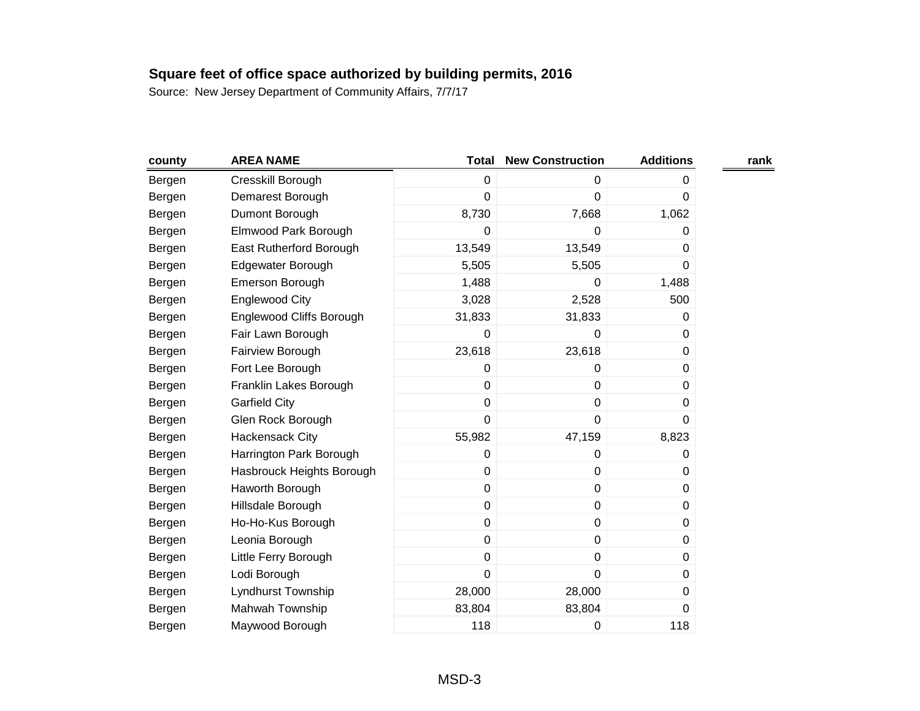**Square feet of office space authorized by building permits, 2016**

Source: New Jersey Department of Community Affairs, 7/7/17

| county | AREA NAME | Total | New Construction | Additions | rank |
|---|---|---|---|---|---|
| Bergen | Cresskill Borough | 0 | 0 | 0 | |
| Bergen | Demarest Borough | 0 | 0 | 0 | |
| Bergen | Dumont Borough | 8,730 | 7,668 | 1,062 | |
| Bergen | Elmwood Park Borough | 0 | 0 | 0 | |
| Bergen | East Rutherford Borough | 13,549 | 13,549 | 0 | |
| Bergen | Edgewater Borough | 5,505 | 5,505 | 0 | |
| Bergen | Emerson Borough | 1,488 | 0 | 1,488 | |
| Bergen | Englewood City | 3,028 | 2,528 | 500 | |
| Bergen | Englewood Cliffs Borough | 31,833 | 31,833 | 0 | |
| Bergen | Fair Lawn Borough | 0 | 0 | 0 | |
| Bergen | Fairview Borough | 23,618 | 23,618 | 0 | |
| Bergen | Fort Lee Borough | 0 | 0 | 0 | |
| Bergen | Franklin Lakes Borough | 0 | 0 | 0 | |
| Bergen | Garfield City | 0 | 0 | 0 | |
| Bergen | Glen Rock Borough | 0 | 0 | 0 | |
| Bergen | Hackensack City | 55,982 | 47,159 | 8,823 | |
| Bergen | Harrington Park Borough | 0 | 0 | 0 | |
| Bergen | Hasbrouck Heights Borough | 0 | 0 | 0 | |
| Bergen | Haworth Borough | 0 | 0 | 0 | |
| Bergen | Hillsdale Borough | 0 | 0 | 0 | |
| Bergen | Ho-Ho-Kus Borough | 0 | 0 | 0 | |
| Bergen | Leonia Borough | 0 | 0 | 0 | |
| Bergen | Little Ferry Borough | 0 | 0 | 0 | |
| Bergen | Lodi Borough | 0 | 0 | 0 | |
| Bergen | Lyndhurst Township | 28,000 | 28,000 | 0 | |
| Bergen | Mahwah Township | 83,804 | 83,804 | 0 | |
| Bergen | Maywood Borough | 118 | 0 | 118 | |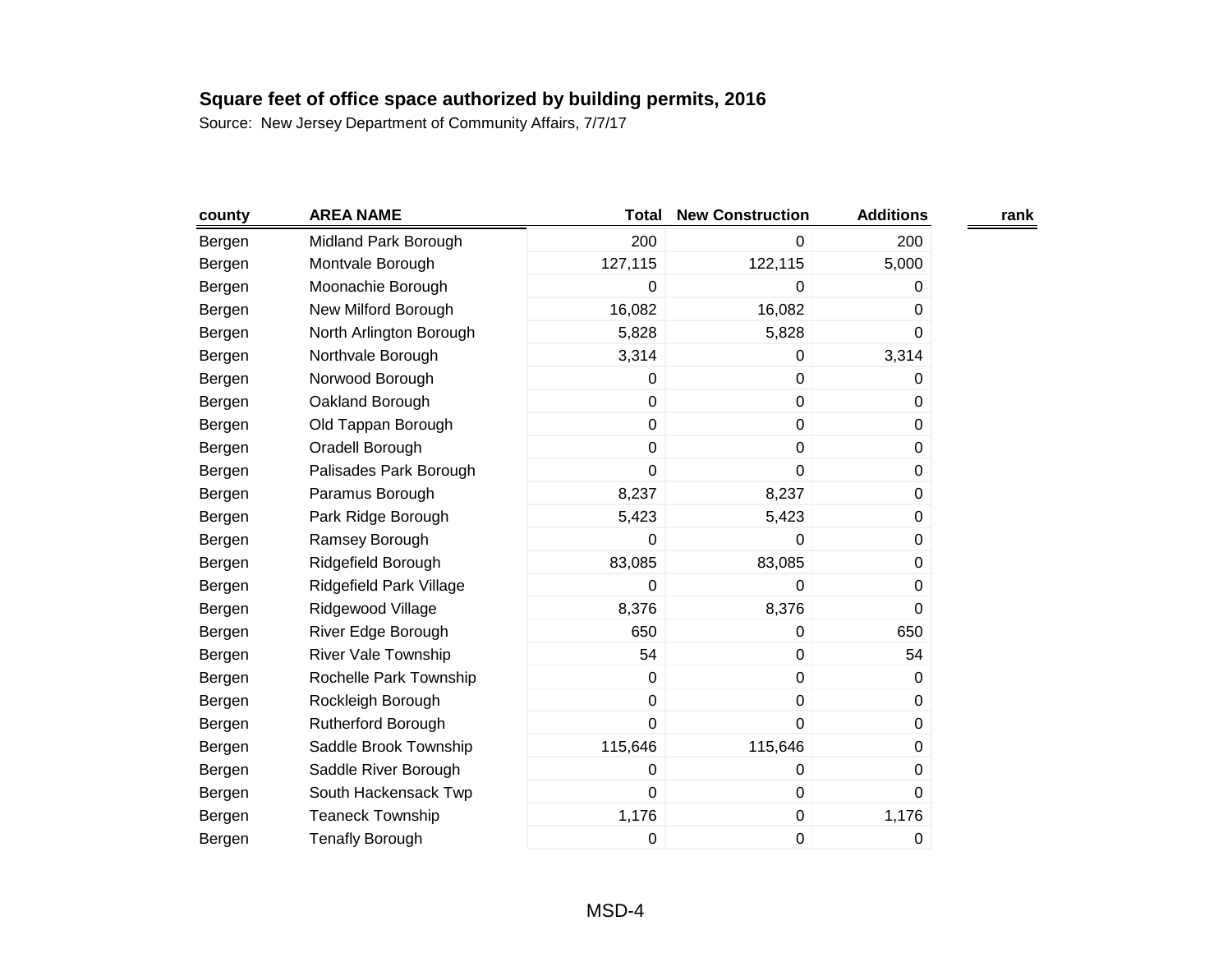**Square feet of office space authorized by building permits, 2016**

Source: New Jersey Department of Community Affairs, 7/7/17

| county | AREA NAME | Total | New Construction | Additions | rank |
|---|---|---|---|---|---|
| Bergen | Midland Park Borough | 200 | 0 | 200 | |
| Bergen | Montvale Borough | 127,115 | 122,115 | 5,000 | |
| Bergen | Moonachie Borough | 0 | 0 | 0 | |
| Bergen | New Milford Borough | 16,082 | 16,082 | 0 | |
| Bergen | North Arlington Borough | 5,828 | 5,828 | 0 | |
| Bergen | Northvale Borough | 3,314 | 0 | 3,314 | |
| Bergen | Norwood Borough | 0 | 0 | 0 | |
| Bergen | Oakland Borough | 0 | 0 | 0 | |
| Bergen | Old Tappan Borough | 0 | 0 | 0 | |
| Bergen | Oradell Borough | 0 | 0 | 0 | |
| Bergen | Palisades Park Borough | 0 | 0 | 0 | |
| Bergen | Paramus Borough | 8,237 | 8,237 | 0 | |
| Bergen | Park Ridge Borough | 5,423 | 5,423 | 0 | |
| Bergen | Ramsey Borough | 0 | 0 | 0 | |
| Bergen | Ridgefield Borough | 83,085 | 83,085 | 0 | |
| Bergen | Ridgefield Park Village | 0 | 0 | 0 | |
| Bergen | Ridgewood Village | 8,376 | 8,376 | 0 | |
| Bergen | River Edge Borough | 650 | 0 | 650 | |
| Bergen | River Vale Township | 54 | 0 | 54 | |
| Bergen | Rochelle Park Township | 0 | 0 | 0 | |
| Bergen | Rockleigh Borough | 0 | 0 | 0 | |
| Bergen | Rutherford Borough | 0 | 0 | 0 | |
| Bergen | Saddle Brook Township | 115,646 | 115,646 | 0 | |
| Bergen | Saddle River Borough | 0 | 0 | 0 | |
| Bergen | South Hackensack Twp | 0 | 0 | 0 | |
| Bergen | Teaneck Township | 1,176 | 0 | 1,176 | |
| Bergen | Tenafly Borough | 0 | 0 | 0 | |

MSD-4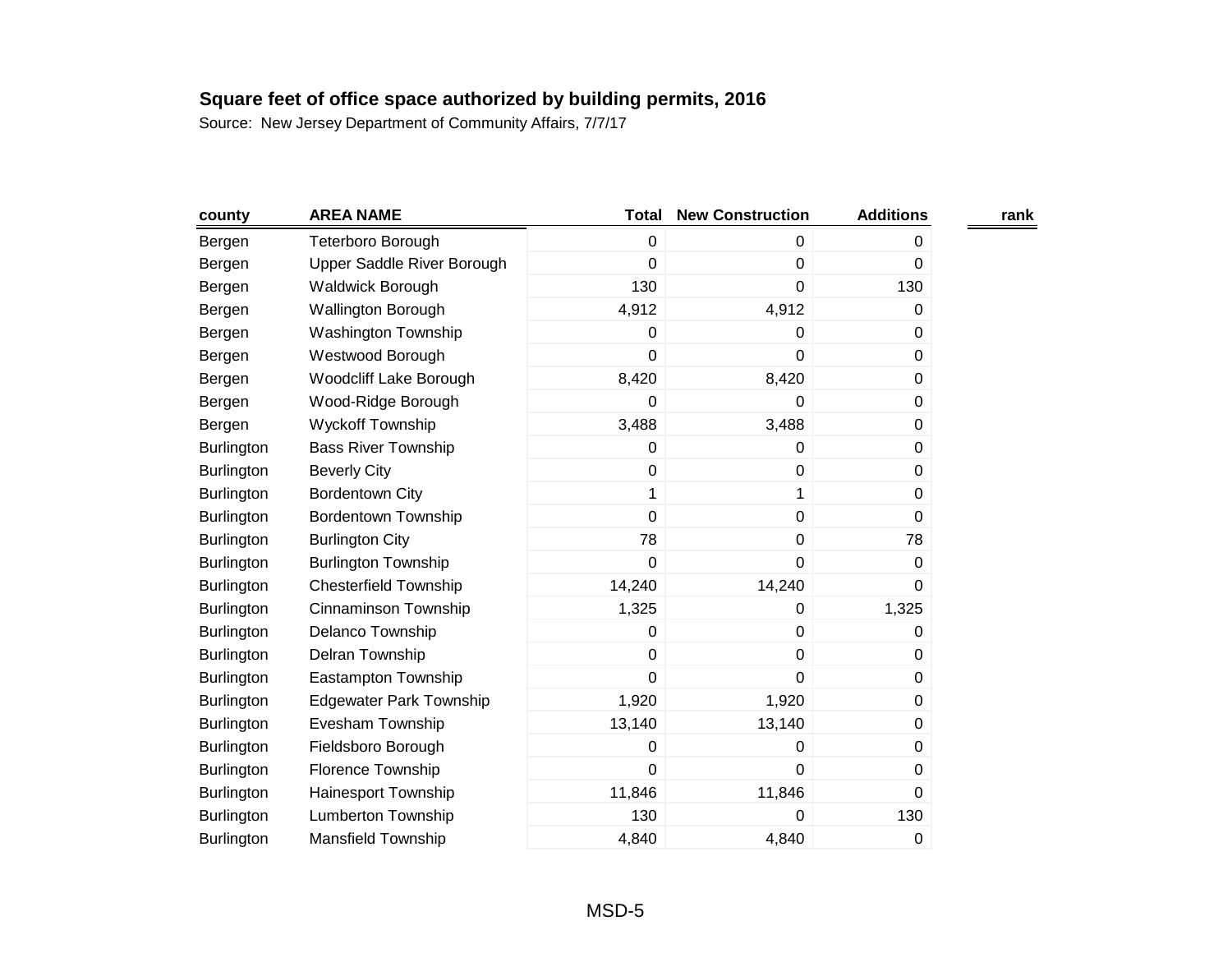**Square feet of office space authorized by building permits, 2016**

Source: New Jersey Department of Community Affairs, 7/7/17

| county | AREA NAME | Total | New Construction | Additions | rank |
|---|---|---|---|---|---|
| Bergen | Teterboro Borough | 0 | 0 | 0 | |
| Bergen | Upper Saddle River Borough | 0 | 0 | 0 | |
| Bergen | Waldwick Borough | 130 | 0 | 130 | |
| Bergen | Wallington Borough | 4,912 | 4,912 | 0 | |
| Bergen | Washington Township | 0 | 0 | 0 | |
| Bergen | Westwood Borough | 0 | 0 | 0 | |
| Bergen | Woodcliff Lake Borough | 8,420 | 8,420 | 0 | |
| Bergen | Wood-Ridge Borough | 0 | 0 | 0 | |
| Bergen | Wyckoff Township | 3,488 | 3,488 | 0 | |
| Burlington | Bass River Township | 0 | 0 | 0 | |
| Burlington | Beverly City | 0 | 0 | 0 | |
| Burlington | Bordentown City | 1 | 1 | 0 | |
| Burlington | Bordentown Township | 0 | 0 | 0 | |
| Burlington | Burlington City | 78 | 0 | 78 | |
| Burlington | Burlington Township | 0 | 0 | 0 | |
| Burlington | Chesterfield Township | 14,240 | 14,240 | 0 | |
| Burlington | Cinnaminson Township | 1,325 | 0 | 1,325 | |
| Burlington | Delanco Township | 0 | 0 | 0 | |
| Burlington | Delran Township | 0 | 0 | 0 | |
| Burlington | Eastampton Township | 0 | 0 | 0 | |
| Burlington | Edgewater Park Township | 1,920 | 1,920 | 0 | |
| Burlington | Evesham Township | 13,140 | 13,140 | 0 | |
| Burlington | Fieldsboro Borough | 0 | 0 | 0 | |
| Burlington | Florence Township | 0 | 0 | 0 | |
| Burlington | Hainesport Township | 11,846 | 11,846 | 0 | |
| Burlington | Lumberton Township | 130 | 0 | 130 | |
| Burlington | Mansfield Township | 4,840 | 4,840 | 0 | |

MSD-5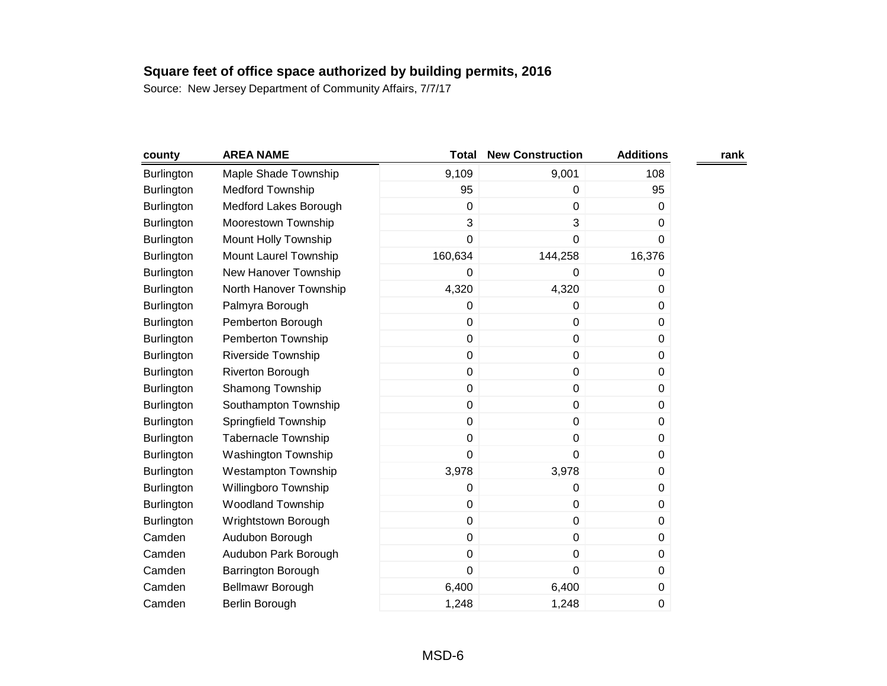**Square feet of office space authorized by building permits, 2016**

Source: New Jersey Department of Community Affairs, 7/7/17

| county | AREA NAME | Total | New Construction | Additions | rank |
|---|---|---|---|---|---|
| Burlington | Maple Shade Township | 9,109 | 9,001 | 108 | |
| Burlington | Medford Township | 95 | 0 | 95 | |
| Burlington | Medford Lakes Borough | 0 | 0 | 0 | |
| Burlington | Moorestown Township | 3 | 3 | 0 | |
| Burlington | Mount Holly Township | 0 | 0 | 0 | |
| Burlington | Mount Laurel Township | 160,634 | 144,258 | 16,376 | |
| Burlington | New Hanover Township | 0 | 0 | 0 | |
| Burlington | North Hanover Township | 4,320 | 4,320 | 0 | |
| Burlington | Palmyra Borough | 0 | 0 | 0 | |
| Burlington | Pemberton Borough | 0 | 0 | 0 | |
| Burlington | Pemberton Township | 0 | 0 | 0 | |
| Burlington | Riverside Township | 0 | 0 | 0 | |
| Burlington | Riverton Borough | 0 | 0 | 0 | |
| Burlington | Shamong Township | 0 | 0 | 0 | |
| Burlington | Southampton Township | 0 | 0 | 0 | |
| Burlington | Springfield Township | 0 | 0 | 0 | |
| Burlington | Tabernacle Township | 0 | 0 | 0 | |
| Burlington | Washington Township | 0 | 0 | 0 | |
| Burlington | Westampton Township | 3,978 | 3,978 | 0 | |
| Burlington | Willingboro Township | 0 | 0 | 0 | |
| Burlington | Woodland Township | 0 | 0 | 0 | |
| Burlington | Wrightstown Borough | 0 | 0 | 0 | |
| Camden | Audubon Borough | 0 | 0 | 0 | |
| Camden | Audubon Park Borough | 0 | 0 | 0 | |
| Camden | Barrington Borough | 0 | 0 | 0 | |
| Camden | Bellmawr Borough | 6,400 | 6,400 | 0 | |
| Camden | Berlin Borough | 1,248 | 1,248 | 0 | |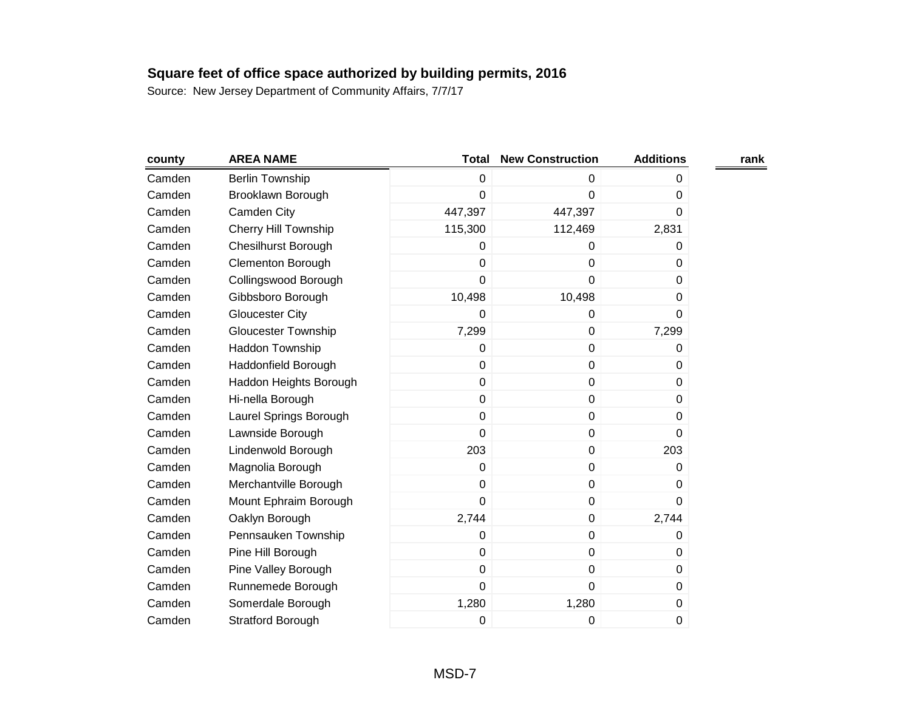**Square feet of office space authorized by building permits, 2016**

Source: New Jersey Department of Community Affairs, 7/7/17

| county | AREA NAME | Total | New Construction | Additions | rank |
|---|---|---|---|---|---|
| Camden | Berlin Township | 0 | 0 | 0 | |
| Camden | Brooklawn Borough | 0 | 0 | 0 | |
| Camden | Camden City | 447,397 | 447,397 | 0 | |
| Camden | Cherry Hill Township | 115,300 | 112,469 | 2,831 | |
| Camden | Chesilhurst Borough | 0 | 0 | 0 | |
| Camden | Clementon Borough | 0 | 0 | 0 | |
| Camden | Collingswood Borough | 0 | 0 | 0 | |
| Camden | Gibbsboro Borough | 10,498 | 10,498 | 0 | |
| Camden | Gloucester City | 0 | 0 | 0 | |
| Camden | Gloucester Township | 7,299 | 0 | 7,299 | |
| Camden | Haddon Township | 0 | 0 | 0 | |
| Camden | Haddonfield Borough | 0 | 0 | 0 | |
| Camden | Haddon Heights Borough | 0 | 0 | 0 | |
| Camden | Hi-nella Borough | 0 | 0 | 0 | |
| Camden | Laurel Springs Borough | 0 | 0 | 0 | |
| Camden | Lawnside Borough | 0 | 0 | 0 | |
| Camden | Lindenwold Borough | 203 | 0 | 203 | |
| Camden | Magnolia Borough | 0 | 0 | 0 | |
| Camden | Merchantville Borough | 0 | 0 | 0 | |
| Camden | Mount Ephraim Borough | 0 | 0 | 0 | |
| Camden | Oaklyn Borough | 2,744 | 0 | 2,744 | |
| Camden | Pennsauken Township | 0 | 0 | 0 | |
| Camden | Pine Hill Borough | 0 | 0 | 0 | |
| Camden | Pine Valley Borough | 0 | 0 | 0 | |
| Camden | Runnemede Borough | 0 | 0 | 0 | |
| Camden | Somerdale Borough | 1,280 | 1,280 | 0 | |
| Camden | Stratford Borough | 0 | 0 | 0 | |

MSD-7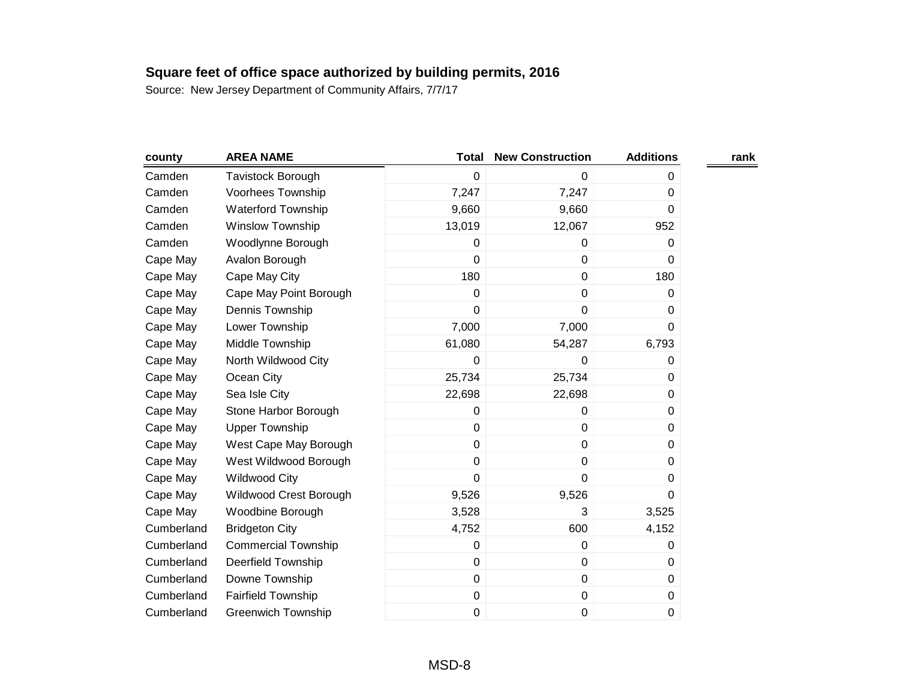**Square feet of office space authorized by building permits, 2016**

Source: New Jersey Department of Community Affairs, 7/7/17

| county | AREA NAME | Total | New Construction | Additions | rank |
|---|---|---|---|---|---|
| Camden | Tavistock Borough | 0 | 0 | 0 | |
| Camden | Voorhees Township | 7,247 | 7,247 | 0 | |
| Camden | Waterford Township | 9,660 | 9,660 | 0 | |
| Camden | Winslow Township | 13,019 | 12,067 | 952 | |
| Camden | Woodlynne Borough | 0 | 0 | 0 | |
| Cape May | Avalon Borough | 0 | 0 | 0 | |
| Cape May | Cape May City | 180 | 0 | 180 | |
| Cape May | Cape May Point Borough | 0 | 0 | 0 | |
| Cape May | Dennis Township | 0 | 0 | 0 | |
| Cape May | Lower Township | 7,000 | 7,000 | 0 | |
| Cape May | Middle Township | 61,080 | 54,287 | 6,793 | |
| Cape May | North Wildwood City | 0 | 0 | 0 | |
| Cape May | Ocean City | 25,734 | 25,734 | 0 | |
| Cape May | Sea Isle City | 22,698 | 22,698 | 0 | |
| Cape May | Stone Harbor Borough | 0 | 0 | 0 | |
| Cape May | Upper Township | 0 | 0 | 0 | |
| Cape May | West Cape May Borough | 0 | 0 | 0 | |
| Cape May | West Wildwood Borough | 0 | 0 | 0 | |
| Cape May | Wildwood City | 0 | 0 | 0 | |
| Cape May | Wildwood Crest Borough | 9,526 | 9,526 | 0 | |
| Cape May | Woodbine Borough | 3,528 | 3 | 3,525 | |
| Cumberland | Bridgeton City | 4,752 | 600 | 4,152 | |
| Cumberland | Commercial Township | 0 | 0 | 0 | |
| Cumberland | Deerfield Township | 0 | 0 | 0 | |
| Cumberland | Downe Township | 0 | 0 | 0 | |
| Cumberland | Fairfield Township | 0 | 0 | 0 | |
| Cumberland | Greenwich Township | 0 | 0 | 0 | |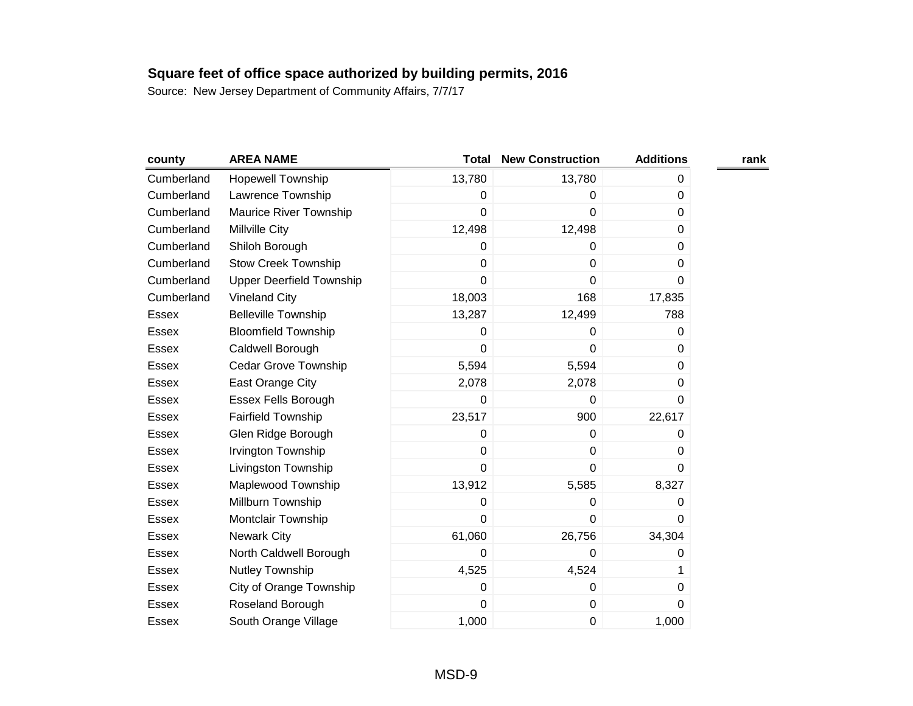**Square feet of office space authorized by building permits, 2016**

Source: New Jersey Department of Community Affairs, 7/7/17

| county | AREA NAME | Total | New Construction | Additions | rank |
|---|---|---|---|---|---|
| Cumberland | Hopewell Township | 13,780 | 13,780 | 0 | |
| Cumberland | Lawrence Township | 0 | 0 | 0 | |
| Cumberland | Maurice River Township | 0 | 0 | 0 | |
| Cumberland | Millville City | 12,498 | 12,498 | 0 | |
| Cumberland | Shiloh Borough | 0 | 0 | 0 | |
| Cumberland | Stow Creek Township | 0 | 0 | 0 | |
| Cumberland | Upper Deerfield Township | 0 | 0 | 0 | |
| Cumberland | Vineland City | 18,003 | 168 | 17,835 | |
| Essex | Belleville Township | 13,287 | 12,499 | 788 | |
| Essex | Bloomfield Township | 0 | 0 | 0 | |
| Essex | Caldwell Borough | 0 | 0 | 0 | |
| Essex | Cedar Grove Township | 5,594 | 5,594 | 0 | |
| Essex | East Orange City | 2,078 | 2,078 | 0 | |
| Essex | Essex Fells Borough | 0 | 0 | 0 | |
| Essex | Fairfield Township | 23,517 | 900 | 22,617 | |
| Essex | Glen Ridge Borough | 0 | 0 | 0 | |
| Essex | Irvington Township | 0 | 0 | 0 | |
| Essex | Livingston Township | 0 | 0 | 0 | |
| Essex | Maplewood Township | 13,912 | 5,585 | 8,327 | |
| Essex | Millburn Township | 0 | 0 | 0 | |
| Essex | Montclair Township | 0 | 0 | 0 | |
| Essex | Newark City | 61,060 | 26,756 | 34,304 | |
| Essex | North Caldwell Borough | 0 | 0 | 0 | |
| Essex | Nutley Township | 4,525 | 4,524 | 1 | |
| Essex | City of Orange Township | 0 | 0 | 0 | |
| Essex | Roseland Borough | 0 | 0 | 0 | |
| Essex | South Orange Village | 1,000 | 0 | 1,000 | |

MSD-9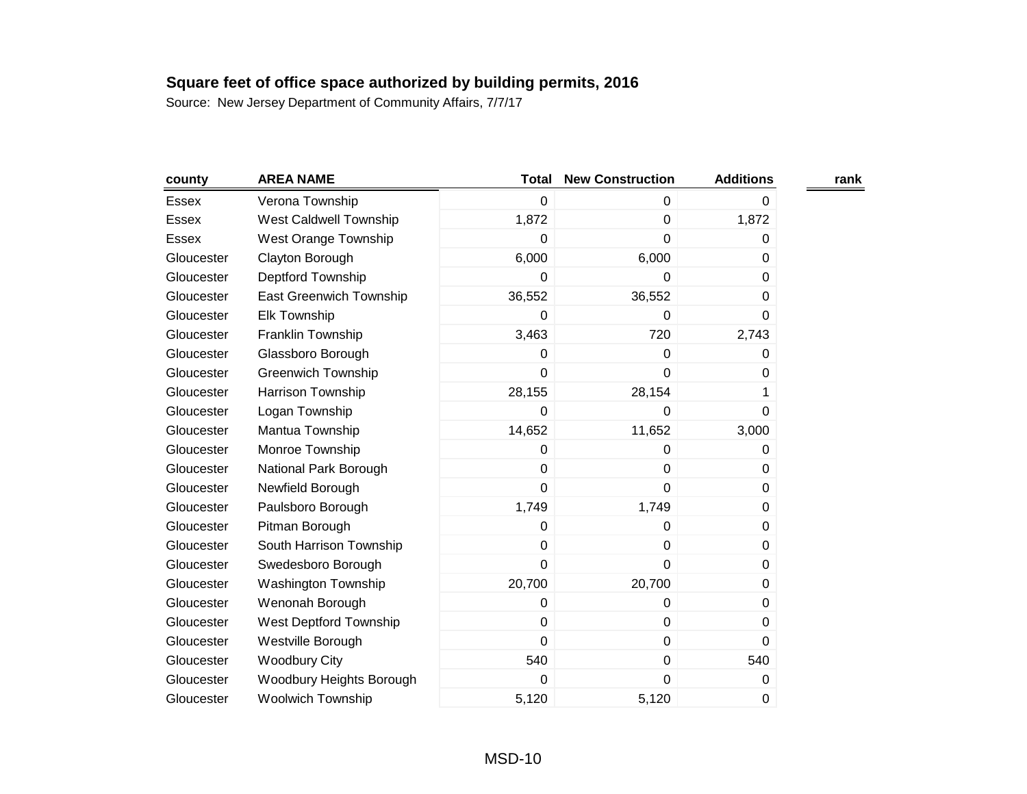## Square feet of office space authorized by building permits, 2016

Source:  New Jersey Department of Community Affairs, 7/7/17

| county | AREA NAME | Total | New Construction | Additions | rank |
|---|---|---|---|---|---|
| Essex | Verona Township | 0 | 0 | 0 | |
| Essex | West Caldwell Township | 1,872 | 0 | 1,872 | |
| Essex | West Orange Township | 0 | 0 | 0 | |
| Gloucester | Clayton Borough | 6,000 | 6,000 | 0 | |
| Gloucester | Deptford Township | 0 | 0 | 0 | |
| Gloucester | East Greenwich Township | 36,552 | 36,552 | 0 | |
| Gloucester | Elk Township | 0 | 0 | 0 | |
| Gloucester | Franklin Township | 3,463 | 720 | 2,743 | |
| Gloucester | Glassboro Borough | 0 | 0 | 0 | |
| Gloucester | Greenwich Township | 0 | 0 | 0 | |
| Gloucester | Harrison Township | 28,155 | 28,154 | 1 | |
| Gloucester | Logan Township | 0 | 0 | 0 | |
| Gloucester | Mantua Township | 14,652 | 11,652 | 3,000 | |
| Gloucester | Monroe Township | 0 | 0 | 0 | |
| Gloucester | National Park Borough | 0 | 0 | 0 | |
| Gloucester | Newfield Borough | 0 | 0 | 0 | |
| Gloucester | Paulsboro Borough | 1,749 | 1,749 | 0 | |
| Gloucester | Pitman Borough | 0 | 0 | 0 | |
| Gloucester | South Harrison Township | 0 | 0 | 0 | |
| Gloucester | Swedesboro Borough | 0 | 0 | 0 | |
| Gloucester | Washington Township | 20,700 | 20,700 | 0 | |
| Gloucester | Wenonah Borough | 0 | 0 | 0 | |
| Gloucester | West Deptford Township | 0 | 0 | 0 | |
| Gloucester | Westville Borough | 0 | 0 | 0 | |
| Gloucester | Woodbury City | 540 | 0 | 540 | |
| Gloucester | Woodbury Heights Borough | 0 | 0 | 0 | |
| Gloucester | Woolwich Township | 5,120 | 5,120 | 0 | |

MSD-10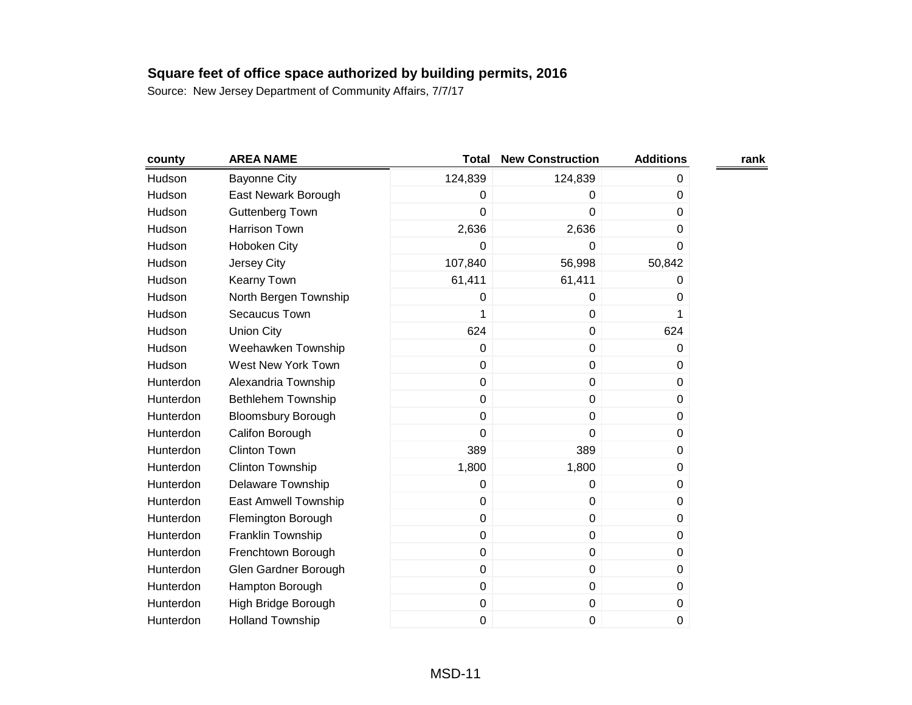**Square feet of office space authorized by building permits, 2016**

Source: New Jersey Department of Community Affairs, 7/7/17

| county | AREA NAME | Total | New Construction | Additions | rank |
|---|---|---|---|---|---|
| Hudson | Bayonne City | 124,839 | 124,839 | 0 | |
| Hudson | East Newark Borough | 0 | 0 | 0 | |
| Hudson | Guttenberg Town | 0 | 0 | 0 | |
| Hudson | Harrison Town | 2,636 | 2,636 | 0 | |
| Hudson | Hoboken City | 0 | 0 | 0 | |
| Hudson | Jersey City | 107,840 | 56,998 | 50,842 | |
| Hudson | Kearny Town | 61,411 | 61,411 | 0 | |
| Hudson | North Bergen Township | 0 | 0 | 0 | |
| Hudson | Secaucus Town | 1 | 0 | 1 | |
| Hudson | Union City | 624 | 0 | 624 | |
| Hudson | Weehawken Township | 0 | 0 | 0 | |
| Hudson | West New York Town | 0 | 0 | 0 | |
| Hunterdon | Alexandria Township | 0 | 0 | 0 | |
| Hunterdon | Bethlehem Township | 0 | 0 | 0 | |
| Hunterdon | Bloomsbury Borough | 0 | 0 | 0 | |
| Hunterdon | Califon Borough | 0 | 0 | 0 | |
| Hunterdon | Clinton Town | 389 | 389 | 0 | |
| Hunterdon | Clinton Township | 1,800 | 1,800 | 0 | |
| Hunterdon | Delaware Township | 0 | 0 | 0 | |
| Hunterdon | East Amwell Township | 0 | 0 | 0 | |
| Hunterdon | Flemington Borough | 0 | 0 | 0 | |
| Hunterdon | Franklin Township | 0 | 0 | 0 | |
| Hunterdon | Frenchtown Borough | 0 | 0 | 0 | |
| Hunterdon | Glen Gardner Borough | 0 | 0 | 0 | |
| Hunterdon | Hampton Borough | 0 | 0 | 0 | |
| Hunterdon | High Bridge Borough | 0 | 0 | 0 | |
| Hunterdon | Holland Township | 0 | 0 | 0 | |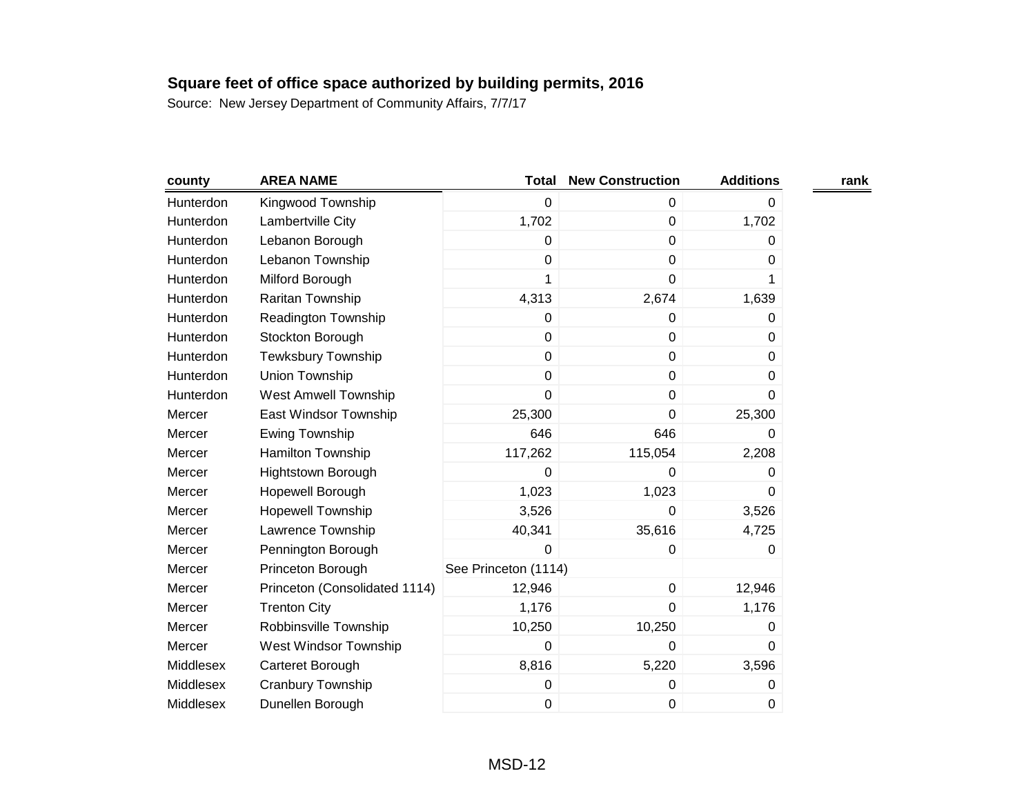**Square feet of office space authorized by building permits, 2016**

Source: New Jersey Department of Community Affairs, 7/7/17

| county | AREA NAME | Total | New Construction | Additions | rank |
|---|---|---|---|---|---|
| Hunterdon | Kingwood Township | 0 | 0 | 0 | |
| Hunterdon | Lambertville City | 1,702 | 0 | 1,702 | |
| Hunterdon | Lebanon Borough | 0 | 0 | 0 | |
| Hunterdon | Lebanon Township | 0 | 0 | 0 | |
| Hunterdon | Milford Borough | 1 | 0 | 1 | |
| Hunterdon | Raritan Township | 4,313 | 2,674 | 1,639 | |
| Hunterdon | Readington Township | 0 | 0 | 0 | |
| Hunterdon | Stockton Borough | 0 | 0 | 0 | |
| Hunterdon | Tewksbury Township | 0 | 0 | 0 | |
| Hunterdon | Union Township | 0 | 0 | 0 | |
| Hunterdon | West Amwell Township | 0 | 0 | 0 | |
| Mercer | East Windsor Township | 25,300 | 0 | 25,300 | |
| Mercer | Ewing Township | 646 | 646 | 0 | |
| Mercer | Hamilton Township | 117,262 | 115,054 | 2,208 | |
| Mercer | Hightstown Borough | 0 | 0 | 0 | |
| Mercer | Hopewell Borough | 1,023 | 1,023 | 0 | |
| Mercer | Hopewell Township | 3,526 | 0 | 3,526 | |
| Mercer | Lawrence Township | 40,341 | 35,616 | 4,725 | |
| Mercer | Pennington Borough | 0 | 0 | 0 | |
| Mercer | Princeton Borough | See Princeton (1114) | | | |
| Mercer | Princeton (Consolidated 1114) | 12,946 | 0 | 12,946 | |
| Mercer | Trenton City | 1,176 | 0 | 1,176 | |
| Mercer | Robbinsville Township | 10,250 | 10,250 | 0 | |
| Mercer | West Windsor Township | 0 | 0 | 0 | |
| Middlesex | Carteret Borough | 8,816 | 5,220 | 3,596 | |
| Middlesex | Cranbury Township | 0 | 0 | 0 | |
| Middlesex | Dunellen Borough | 0 | 0 | 0 | |

MSD-12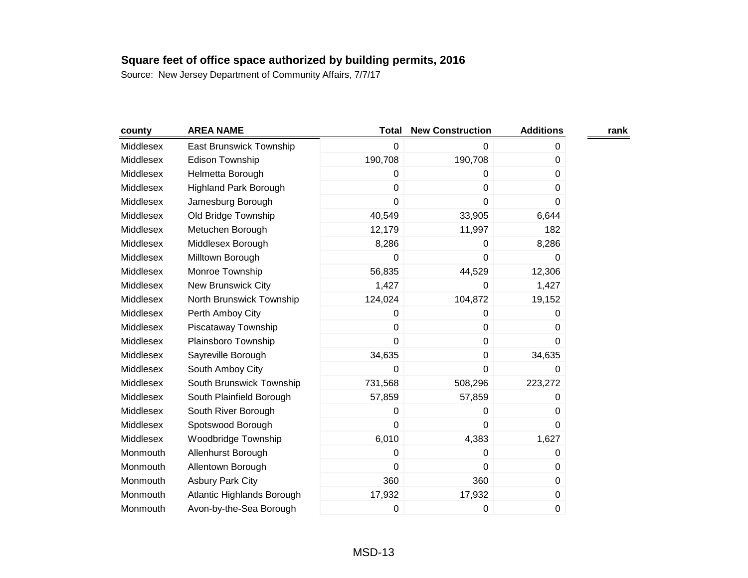**Square feet of office space authorized by building permits, 2016**

Source:  New Jersey Department of Community Affairs, 7/7/17

| county | AREA NAME | Total | New Construction | Additions | rank |
|---|---|---|---|---|---|
| Middlesex | East Brunswick Township | 0 | 0 | 0 | |
| Middlesex | Edison Township | 190,708 | 190,708 | 0 | |
| Middlesex | Helmetta Borough | 0 | 0 | 0 | |
| Middlesex | Highland Park Borough | 0 | 0 | 0 | |
| Middlesex | Jamesburg Borough | 0 | 0 | 0 | |
| Middlesex | Old Bridge Township | 40,549 | 33,905 | 6,644 | |
| Middlesex | Metuchen Borough | 12,179 | 11,997 | 182 | |
| Middlesex | Middlesex Borough | 8,286 | 0 | 8,286 | |
| Middlesex | Milltown Borough | 0 | 0 | 0 | |
| Middlesex | Monroe Township | 56,835 | 44,529 | 12,306 | |
| Middlesex | New Brunswick City | 1,427 | 0 | 1,427 | |
| Middlesex | North Brunswick Township | 124,024 | 104,872 | 19,152 | |
| Middlesex | Perth Amboy City | 0 | 0 | 0 | |
| Middlesex | Piscataway Township | 0 | 0 | 0 | |
| Middlesex | Plainsboro Township | 0 | 0 | 0 | |
| Middlesex | Sayreville Borough | 34,635 | 0 | 34,635 | |
| Middlesex | South Amboy City | 0 | 0 | 0 | |
| Middlesex | South Brunswick Township | 731,568 | 508,296 | 223,272 | |
| Middlesex | South Plainfield Borough | 57,859 | 57,859 | 0 | |
| Middlesex | South River Borough | 0 | 0 | 0 | |
| Middlesex | Spotswood Borough | 0 | 0 | 0 | |
| Middlesex | Woodbridge Township | 6,010 | 4,383 | 1,627 | |
| Monmouth | Allenhurst Borough | 0 | 0 | 0 | |
| Monmouth | Allentown Borough | 0 | 0 | 0 | |
| Monmouth | Asbury Park City | 360 | 360 | 0 | |
| Monmouth | Atlantic Highlands Borough | 17,932 | 17,932 | 0 | |
| Monmouth | Avon-by-the-Sea Borough | 0 | 0 | 0 | |

MSD-13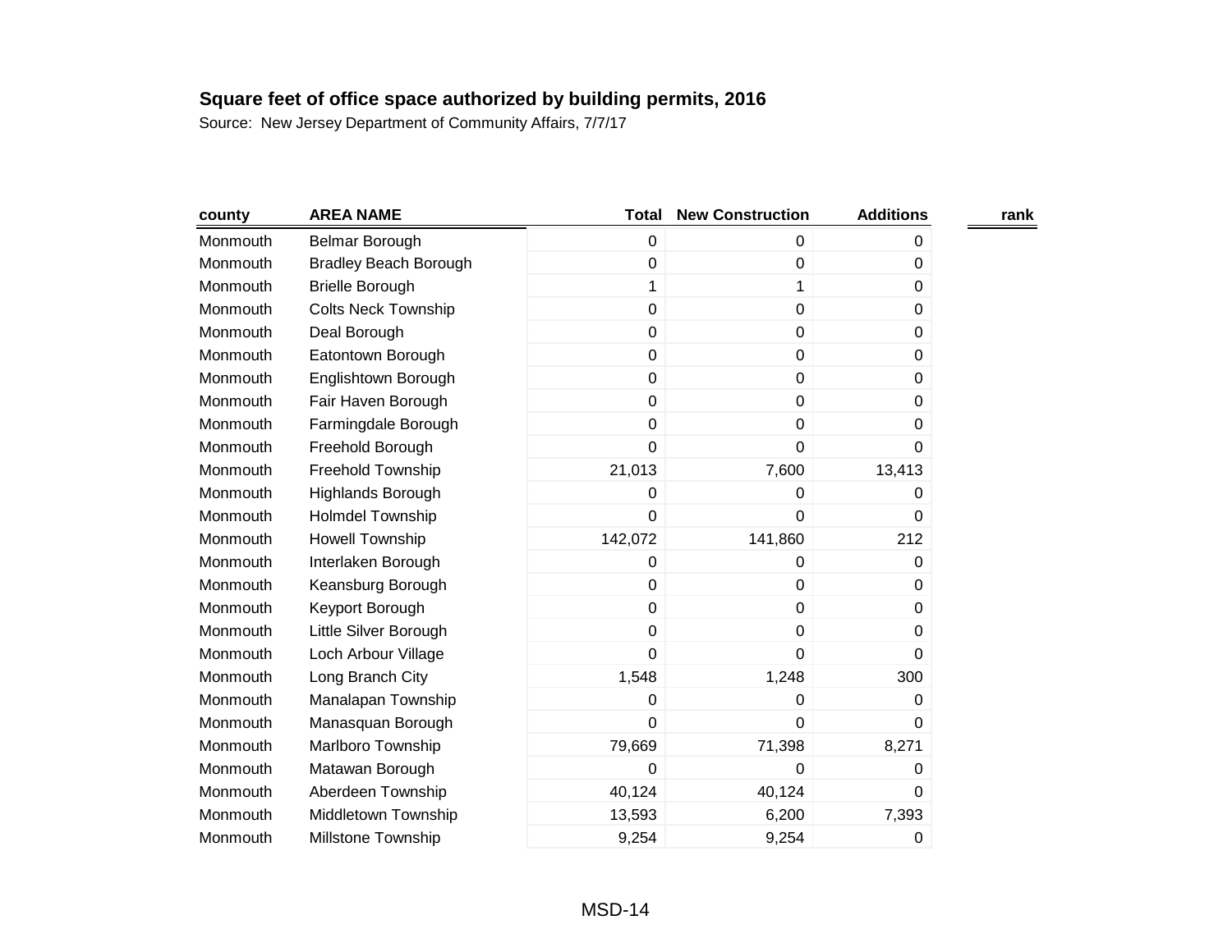**Square feet of office space authorized by building permits, 2016**

Source: New Jersey Department of Community Affairs, 7/7/17

| county | AREA NAME | Total | New Construction | Additions | rank |
|---|---|---|---|---|---|
| Monmouth | Belmar Borough | 0 | 0 | 0 | |
| Monmouth | Bradley Beach Borough | 0 | 0 | 0 | |
| Monmouth | Brielle Borough | 1 | 1 | 0 | |
| Monmouth | Colts Neck Township | 0 | 0 | 0 | |
| Monmouth | Deal Borough | 0 | 0 | 0 | |
| Monmouth | Eatontown Borough | 0 | 0 | 0 | |
| Monmouth | Englishtown Borough | 0 | 0 | 0 | |
| Monmouth | Fair Haven Borough | 0 | 0 | 0 | |
| Monmouth | Farmingdale Borough | 0 | 0 | 0 | |
| Monmouth | Freehold Borough | 0 | 0 | 0 | |
| Monmouth | Freehold Township | 21,013 | 7,600 | 13,413 | |
| Monmouth | Highlands Borough | 0 | 0 | 0 | |
| Monmouth | Holmdel Township | 0 | 0 | 0 | |
| Monmouth | Howell Township | 142,072 | 141,860 | 212 | |
| Monmouth | Interlaken Borough | 0 | 0 | 0 | |
| Monmouth | Keansburg Borough | 0 | 0 | 0 | |
| Monmouth | Keyport Borough | 0 | 0 | 0 | |
| Monmouth | Little Silver Borough | 0 | 0 | 0 | |
| Monmouth | Loch Arbour Village | 0 | 0 | 0 | |
| Monmouth | Long Branch City | 1,548 | 1,248 | 300 | |
| Monmouth | Manalapan Township | 0 | 0 | 0 | |
| Monmouth | Manasquan Borough | 0 | 0 | 0 | |
| Monmouth | Marlboro Township | 79,669 | 71,398 | 8,271 | |
| Monmouth | Matawan Borough | 0 | 0 | 0 | |
| Monmouth | Aberdeen Township | 40,124 | 40,124 | 0 | |
| Monmouth | Middletown Township | 13,593 | 6,200 | 7,393 | |
| Monmouth | Millstone Township | 9,254 | 9,254 | 0 | |

MSD-14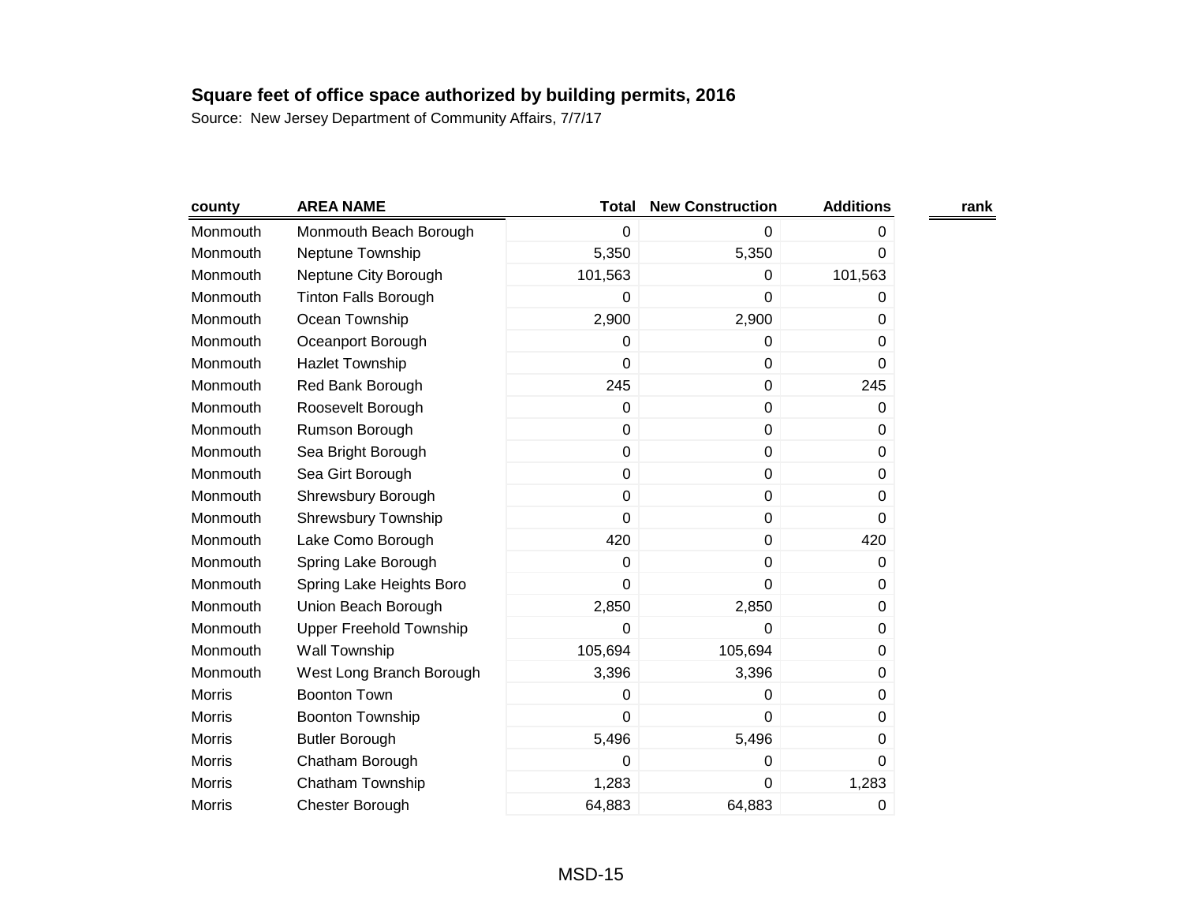**Square feet of office space authorized by building permits, 2016**

Source: New Jersey Department of Community Affairs, 7/7/17

| county | AREA NAME | Total | New Construction | Additions | rank |
|---|---|---|---|---|---|
| Monmouth | Monmouth Beach Borough | 0 | 0 | 0 | |
| Monmouth | Neptune Township | 5,350 | 5,350 | 0 | |
| Monmouth | Neptune City Borough | 101,563 | 0 | 101,563 | |
| Monmouth | Tinton Falls Borough | 0 | 0 | 0 | |
| Monmouth | Ocean Township | 2,900 | 2,900 | 0 | |
| Monmouth | Oceanport Borough | 0 | 0 | 0 | |
| Monmouth | Hazlet Township | 0 | 0 | 0 | |
| Monmouth | Red Bank Borough | 245 | 0 | 245 | |
| Monmouth | Roosevelt Borough | 0 | 0 | 0 | |
| Monmouth | Rumson Borough | 0 | 0 | 0 | |
| Monmouth | Sea Bright Borough | 0 | 0 | 0 | |
| Monmouth | Sea Girt Borough | 0 | 0 | 0 | |
| Monmouth | Shrewsbury Borough | 0 | 0 | 0 | |
| Monmouth | Shrewsbury Township | 0 | 0 | 0 | |
| Monmouth | Lake Como Borough | 420 | 0 | 420 | |
| Monmouth | Spring Lake Borough | 0 | 0 | 0 | |
| Monmouth | Spring Lake Heights Boro | 0 | 0 | 0 | |
| Monmouth | Union Beach Borough | 2,850 | 2,850 | 0 | |
| Monmouth | Upper Freehold Township | 0 | 0 | 0 | |
| Monmouth | Wall Township | 105,694 | 105,694 | 0 | |
| Monmouth | West Long Branch Borough | 3,396 | 3,396 | 0 | |
| Morris | Boonton Town | 0 | 0 | 0 | |
| Morris | Boonton Township | 0 | 0 | 0 | |
| Morris | Butler Borough | 5,496 | 5,496 | 0 | |
| Morris | Chatham Borough | 0 | 0 | 0 | |
| Morris | Chatham Township | 1,283 | 0 | 1,283 | |
| Morris | Chester Borough | 64,883 | 64,883 | 0 | |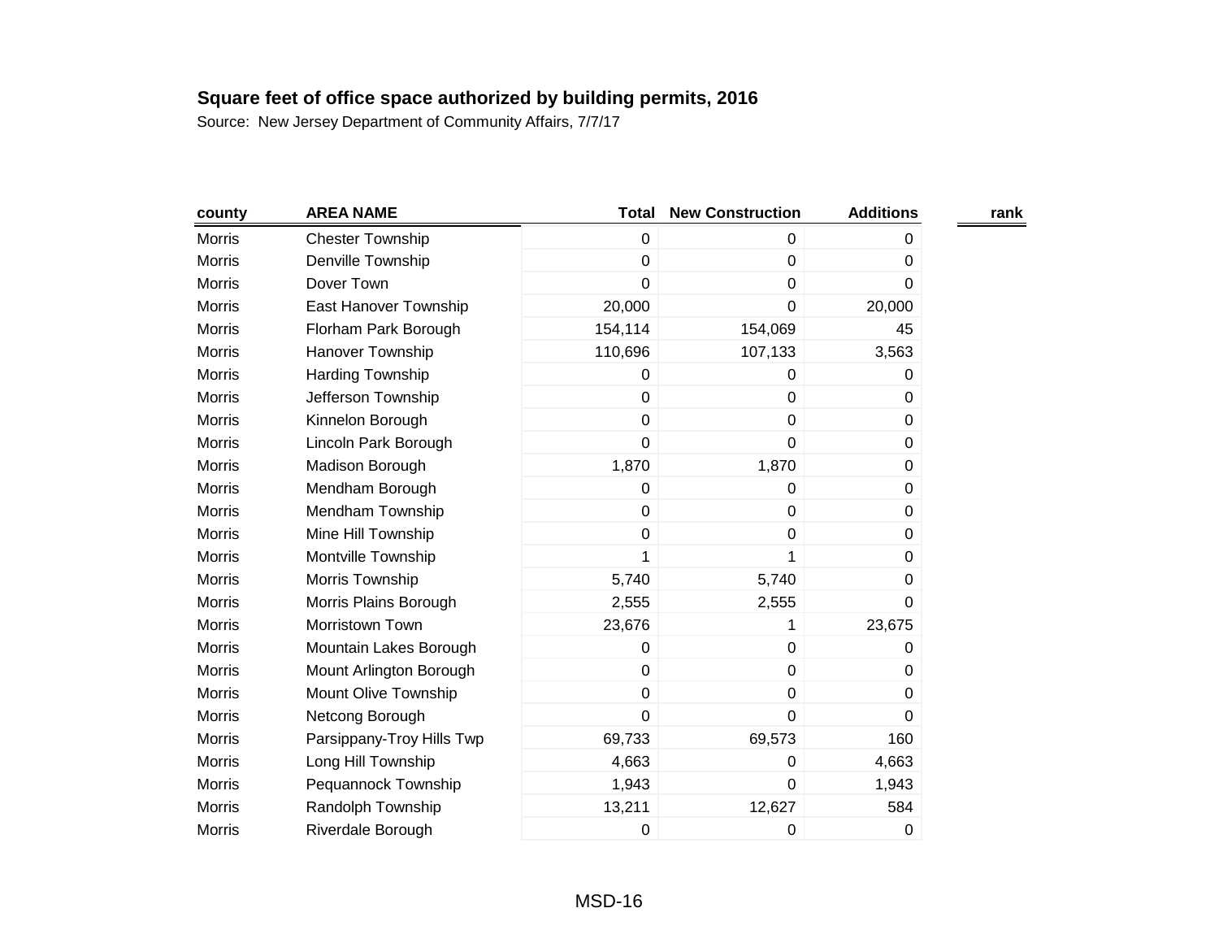**Square feet of office space authorized by building permits, 2016**

Source: New Jersey Department of Community Affairs, 7/7/17

| county | AREA NAME | Total | New Construction | Additions | rank |
|---|---|---|---|---|---|
| Morris | Chester Township | 0 | 0 | 0 | |
| Morris | Denville Township | 0 | 0 | 0 | |
| Morris | Dover Town | 0 | 0 | 0 | |
| Morris | East Hanover Township | 20,000 | 0 | 20,000 | |
| Morris | Florham Park Borough | 154,114 | 154,069 | 45 | |
| Morris | Hanover Township | 110,696 | 107,133 | 3,563 | |
| Morris | Harding Township | 0 | 0 | 0 | |
| Morris | Jefferson Township | 0 | 0 | 0 | |
| Morris | Kinnelon Borough | 0 | 0 | 0 | |
| Morris | Lincoln Park Borough | 0 | 0 | 0 | |
| Morris | Madison Borough | 1,870 | 1,870 | 0 | |
| Morris | Mendham Borough | 0 | 0 | 0 | |
| Morris | Mendham Township | 0 | 0 | 0 | |
| Morris | Mine Hill Township | 0 | 0 | 0 | |
| Morris | Montville Township | 1 | 1 | 0 | |
| Morris | Morris Township | 5,740 | 5,740 | 0 | |
| Morris | Morris Plains Borough | 2,555 | 2,555 | 0 | |
| Morris | Morristown Town | 23,676 | 1 | 23,675 | |
| Morris | Mountain Lakes Borough | 0 | 0 | 0 | |
| Morris | Mount Arlington Borough | 0 | 0 | 0 | |
| Morris | Mount Olive Township | 0 | 0 | 0 | |
| Morris | Netcong Borough | 0 | 0 | 0 | |
| Morris | Parsippany-Troy Hills Twp | 69,733 | 69,573 | 160 | |
| Morris | Long Hill Township | 4,663 | 0 | 4,663 | |
| Morris | Pequannock Township | 1,943 | 0 | 1,943 | |
| Morris | Randolph Township | 13,211 | 12,627 | 584 | |
| Morris | Riverdale Borough | 0 | 0 | 0 | |

MSD-16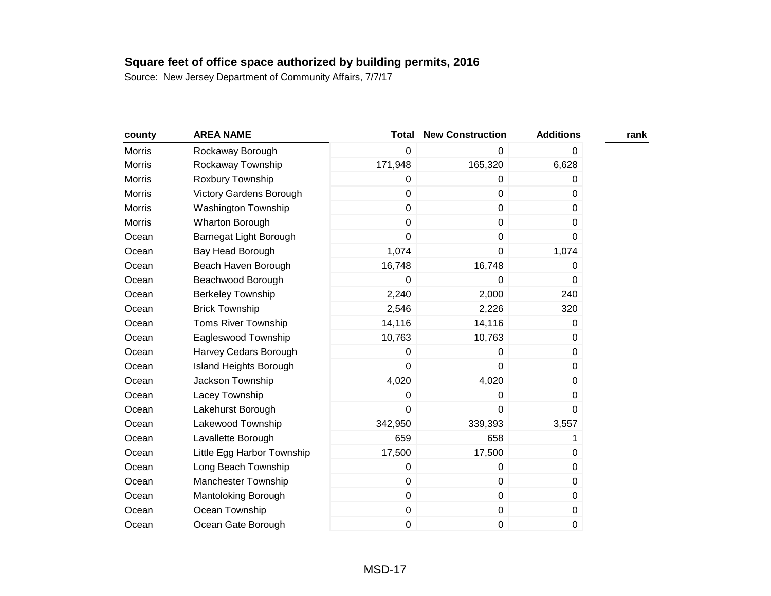**Square feet of office space authorized by building permits, 2016**

Source: New Jersey Department of Community Affairs, 7/7/17

| county | AREA NAME | Total | New Construction | Additions | rank |
|---|---|---|---|---|---|
| Morris | Rockaway Borough | 0 | 0 | 0 | |
| Morris | Rockaway Township | 171,948 | 165,320 | 6,628 | |
| Morris | Roxbury Township | 0 | 0 | 0 | |
| Morris | Victory Gardens Borough | 0 | 0 | 0 | |
| Morris | Washington Township | 0 | 0 | 0 | |
| Morris | Wharton Borough | 0 | 0 | 0 | |
| Ocean | Barnegat Light Borough | 0 | 0 | 0 | |
| Ocean | Bay Head Borough | 1,074 | 0 | 1,074 | |
| Ocean | Beach Haven Borough | 16,748 | 16,748 | 0 | |
| Ocean | Beachwood Borough | 0 | 0 | 0 | |
| Ocean | Berkeley Township | 2,240 | 2,000 | 240 | |
| Ocean | Brick Township | 2,546 | 2,226 | 320 | |
| Ocean | Toms River Township | 14,116 | 14,116 | 0 | |
| Ocean | Eagleswood Township | 10,763 | 10,763 | 0 | |
| Ocean | Harvey Cedars Borough | 0 | 0 | 0 | |
| Ocean | Island Heights Borough | 0 | 0 | 0 | |
| Ocean | Jackson Township | 4,020 | 4,020 | 0 | |
| Ocean | Lacey Township | 0 | 0 | 0 | |
| Ocean | Lakehurst Borough | 0 | 0 | 0 | |
| Ocean | Lakewood Township | 342,950 | 339,393 | 3,557 | |
| Ocean | Lavallette Borough | 659 | 658 | 1 | |
| Ocean | Little Egg Harbor Township | 17,500 | 17,500 | 0 | |
| Ocean | Long Beach Township | 0 | 0 | 0 | |
| Ocean | Manchester Township | 0 | 0 | 0 | |
| Ocean | Mantoloking Borough | 0 | 0 | 0 | |
| Ocean | Ocean Township | 0 | 0 | 0 | |
| Ocean | Ocean Gate Borough | 0 | 0 | 0 | |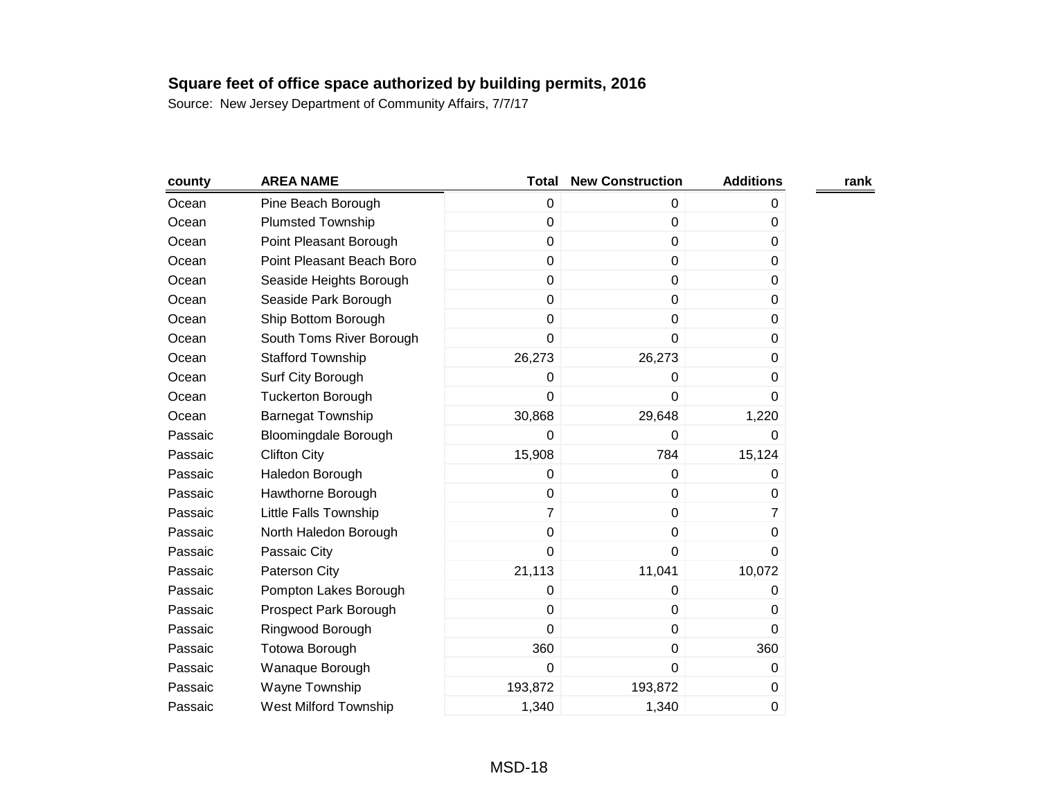**Square feet of office space authorized by building permits, 2016**

Source: New Jersey Department of Community Affairs, 7/7/17

| county | AREA NAME | Total | New Construction | Additions | rank |
|---|---|---|---|---|---|
| Ocean | Pine Beach Borough | 0 | 0 | 0 | |
| Ocean | Plumsted Township | 0 | 0 | 0 | |
| Ocean | Point Pleasant Borough | 0 | 0 | 0 | |
| Ocean | Point Pleasant Beach Boro | 0 | 0 | 0 | |
| Ocean | Seaside Heights Borough | 0 | 0 | 0 | |
| Ocean | Seaside Park Borough | 0 | 0 | 0 | |
| Ocean | Ship Bottom Borough | 0 | 0 | 0 | |
| Ocean | South Toms River Borough | 0 | 0 | 0 | |
| Ocean | Stafford Township | 26,273 | 26,273 | 0 | |
| Ocean | Surf City Borough | 0 | 0 | 0 | |
| Ocean | Tuckerton Borough | 0 | 0 | 0 | |
| Ocean | Barnegat Township | 30,868 | 29,648 | 1,220 | |
| Passaic | Bloomingdale Borough | 0 | 0 | 0 | |
| Passaic | Clifton City | 15,908 | 784 | 15,124 | |
| Passaic | Haledon Borough | 0 | 0 | 0 | |
| Passaic | Hawthorne Borough | 0 | 0 | 0 | |
| Passaic | Little Falls Township | 7 | 0 | 7 | |
| Passaic | North Haledon Borough | 0 | 0 | 0 | |
| Passaic | Passaic City | 0 | 0 | 0 | |
| Passaic | Paterson City | 21,113 | 11,041 | 10,072 | |
| Passaic | Pompton Lakes Borough | 0 | 0 | 0 | |
| Passaic | Prospect Park Borough | 0 | 0 | 0 | |
| Passaic | Ringwood Borough | 0 | 0 | 0 | |
| Passaic | Totowa Borough | 360 | 0 | 360 | |
| Passaic | Wanaque Borough | 0 | 0 | 0 | |
| Passaic | Wayne Township | 193,872 | 193,872 | 0 | |
| Passaic | West Milford Township | 1,340 | 1,340 | 0 | |

MSD-18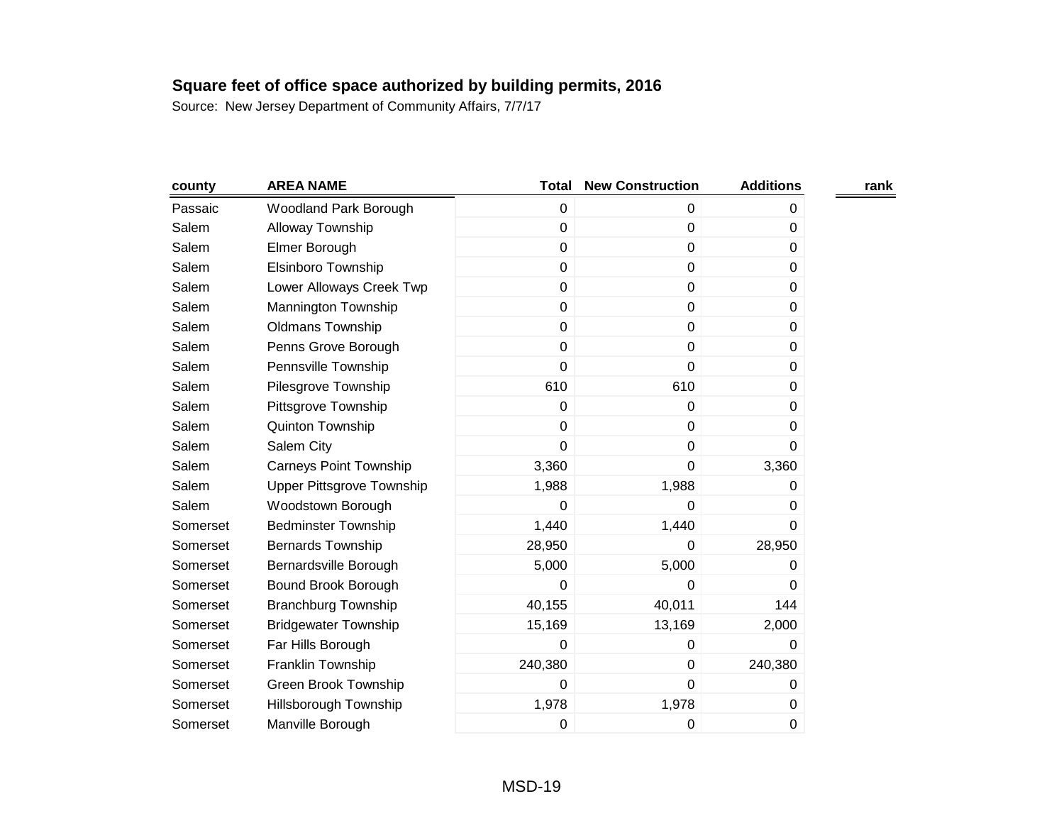**Square feet of office space authorized by building permits, 2016**

Source: New Jersey Department of Community Affairs, 7/7/17

| county | AREA NAME | Total | New Construction | Additions | rank |
|---|---|---|---|---|---|
| Passaic | Woodland Park Borough | 0 | 0 | 0 | |
| Salem | Alloway Township | 0 | 0 | 0 | |
| Salem | Elmer Borough | 0 | 0 | 0 | |
| Salem | Elsinboro Township | 0 | 0 | 0 | |
| Salem | Lower Alloways Creek Twp | 0 | 0 | 0 | |
| Salem | Mannington Township | 0 | 0 | 0 | |
| Salem | Oldmans Township | 0 | 0 | 0 | |
| Salem | Penns Grove Borough | 0 | 0 | 0 | |
| Salem | Pennsville Township | 0 | 0 | 0 | |
| Salem | Pilesgrove Township | 610 | 610 | 0 | |
| Salem | Pittsgrove Township | 0 | 0 | 0 | |
| Salem | Quinton Township | 0 | 0 | 0 | |
| Salem | Salem City | 0 | 0 | 0 | |
| Salem | Carneys Point Township | 3,360 | 0 | 3,360 | |
| Salem | Upper Pittsgrove Township | 1,988 | 1,988 | 0 | |
| Salem | Woodstown Borough | 0 | 0 | 0 | |
| Somerset | Bedminster Township | 1,440 | 1,440 | 0 | |
| Somerset | Bernards Township | 28,950 | 0 | 28,950 | |
| Somerset | Bernardsville Borough | 5,000 | 5,000 | 0 | |
| Somerset | Bound Brook Borough | 0 | 0 | 0 | |
| Somerset | Branchburg Township | 40,155 | 40,011 | 144 | |
| Somerset | Bridgewater Township | 15,169 | 13,169 | 2,000 | |
| Somerset | Far Hills Borough | 0 | 0 | 0 | |
| Somerset | Franklin Township | 240,380 | 0 | 240,380 | |
| Somerset | Green Brook Township | 0 | 0 | 0 | |
| Somerset | Hillsborough Township | 1,978 | 1,978 | 0 | |
| Somerset | Manville Borough | 0 | 0 | 0 | |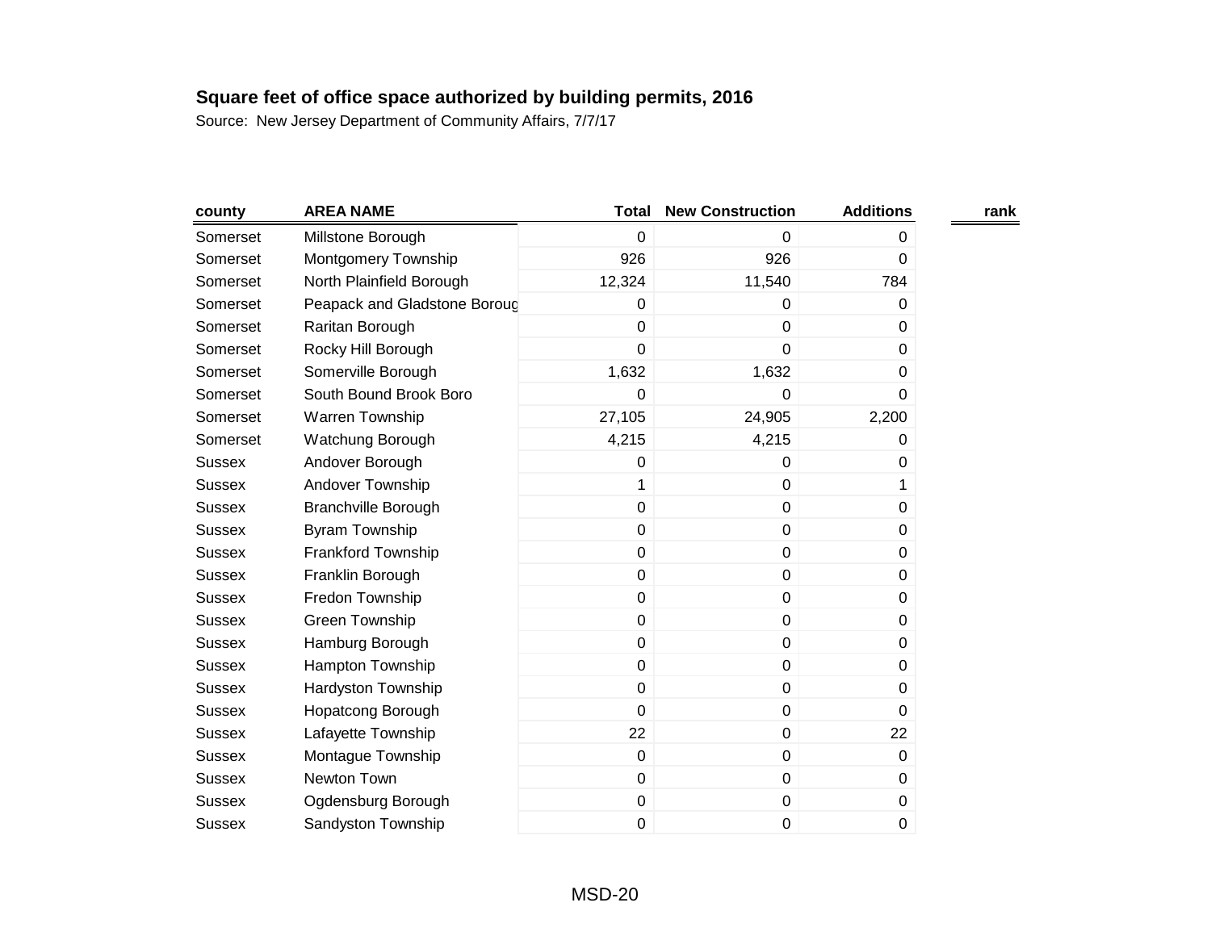**Square feet of office space authorized by building permits, 2016**

Source: New Jersey Department of Community Affairs, 7/7/17

| county | AREA NAME | Total | New Construction | Additions | rank |
|---|---|---|---|---|---|
| Somerset | Millstone Borough | 0 | 0 | 0 | |
| Somerset | Montgomery Township | 926 | 926 | 0 | |
| Somerset | North Plainfield Borough | 12,324 | 11,540 | 784 | |
| Somerset | Peapack and Gladstone Boroug | 0 | 0 | 0 | |
| Somerset | Raritan Borough | 0 | 0 | 0 | |
| Somerset | Rocky Hill Borough | 0 | 0 | 0 | |
| Somerset | Somerville Borough | 1,632 | 1,632 | 0 | |
| Somerset | South Bound Brook Boro | 0 | 0 | 0 | |
| Somerset | Warren Township | 27,105 | 24,905 | 2,200 | |
| Somerset | Watchung Borough | 4,215 | 4,215 | 0 | |
| Sussex | Andover Borough | 0 | 0 | 0 | |
| Sussex | Andover Township | 1 | 0 | 1 | |
| Sussex | Branchville Borough | 0 | 0 | 0 | |
| Sussex | Byram Township | 0 | 0 | 0 | |
| Sussex | Frankford Township | 0 | 0 | 0 | |
| Sussex | Franklin Borough | 0 | 0 | 0 | |
| Sussex | Fredon Township | 0 | 0 | 0 | |
| Sussex | Green Township | 0 | 0 | 0 | |
| Sussex | Hamburg Borough | 0 | 0 | 0 | |
| Sussex | Hampton Township | 0 | 0 | 0 | |
| Sussex | Hardyston Township | 0 | 0 | 0 | |
| Sussex | Hopatcong Borough | 0 | 0 | 0 | |
| Sussex | Lafayette Township | 22 | 0 | 22 | |
| Sussex | Montague Township | 0 | 0 | 0 | |
| Sussex | Newton Town | 0 | 0 | 0 | |
| Sussex | Ogdensburg Borough | 0 | 0 | 0 | |
| Sussex | Sandyston Township | 0 | 0 | 0 | |

MSD-20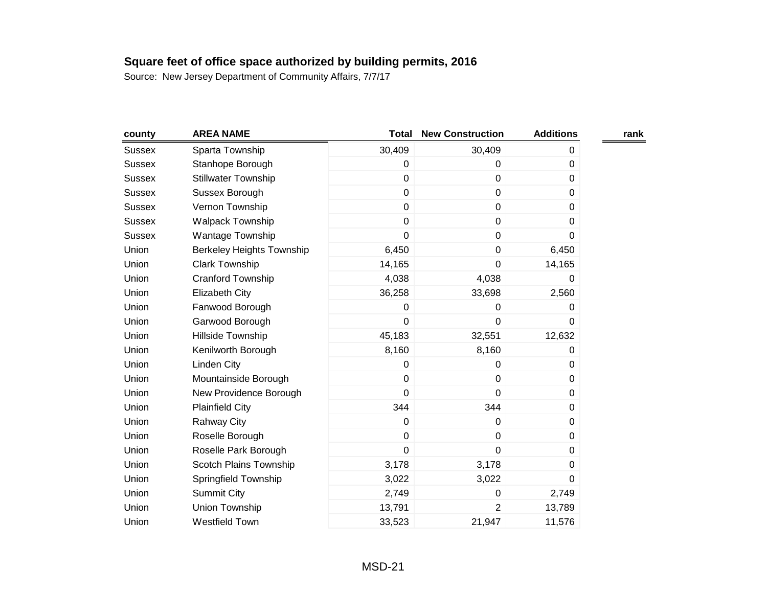**Square feet of office space authorized by building permits, 2016**

Source: New Jersey Department of Community Affairs, 7/7/17

| county | AREA NAME | Total | New Construction | Additions | rank |
|---|---|---|---|---|---|
| Sussex | Sparta Township | 30,409 | 30,409 | 0 | |
| Sussex | Stanhope Borough | 0 | 0 | 0 | |
| Sussex | Stillwater Township | 0 | 0 | 0 | |
| Sussex | Sussex Borough | 0 | 0 | 0 | |
| Sussex | Vernon Township | 0 | 0 | 0 | |
| Sussex | Walpack Township | 0 | 0 | 0 | |
| Sussex | Wantage Township | 0 | 0 | 0 | |
| Union | Berkeley Heights Township | 6,450 | 0 | 6,450 | |
| Union | Clark Township | 14,165 | 0 | 14,165 | |
| Union | Cranford Township | 4,038 | 4,038 | 0 | |
| Union | Elizabeth City | 36,258 | 33,698 | 2,560 | |
| Union | Fanwood Borough | 0 | 0 | 0 | |
| Union | Garwood Borough | 0 | 0 | 0 | |
| Union | Hillside Township | 45,183 | 32,551 | 12,632 | |
| Union | Kenilworth Borough | 8,160 | 8,160 | 0 | |
| Union | Linden City | 0 | 0 | 0 | |
| Union | Mountainside Borough | 0 | 0 | 0 | |
| Union | New Providence Borough | 0 | 0 | 0 | |
| Union | Plainfield City | 344 | 344 | 0 | |
| Union | Rahway City | 0 | 0 | 0 | |
| Union | Roselle Borough | 0 | 0 | 0 | |
| Union | Roselle Park Borough | 0 | 0 | 0 | |
| Union | Scotch Plains Township | 3,178 | 3,178 | 0 | |
| Union | Springfield Township | 3,022 | 3,022 | 0 | |
| Union | Summit City | 2,749 | 0 | 2,749 | |
| Union | Union Township | 13,791 | 2 | 13,789 | |
| Union | Westfield Town | 33,523 | 21,947 | 11,576 | |

MSD-21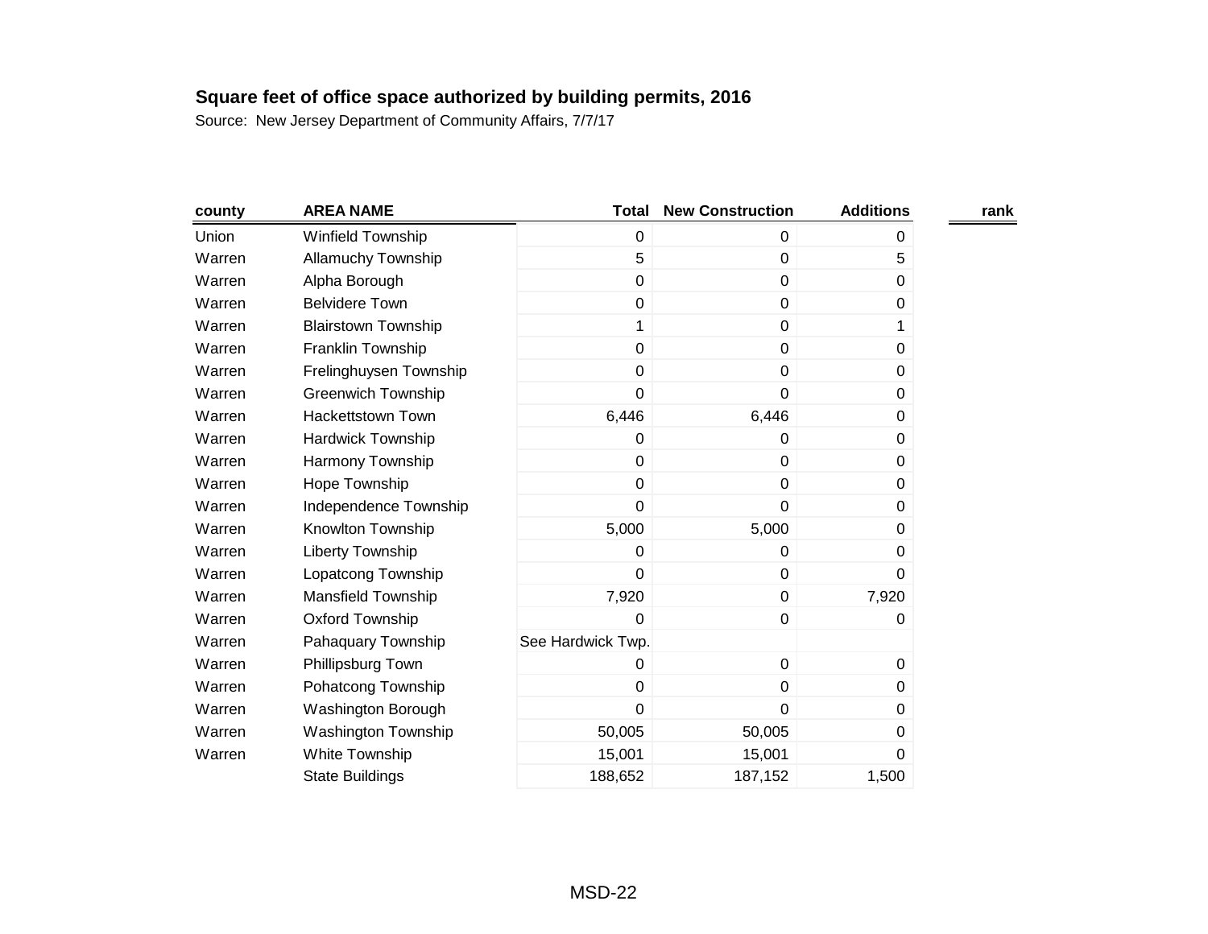**Square feet of office space authorized by building permits, 2016**

Source: New Jersey Department of Community Affairs, 7/7/17

| county | AREA NAME | Total | New Construction | Additions | rank |
|---|---|---|---|---|---|
| Union | Winfield Township | 0 | 0 | 0 | |
| Warren | Allamuchy Township | 5 | 0 | 5 | |
| Warren | Alpha Borough | 0 | 0 | 0 | |
| Warren | Belvidere Town | 0 | 0 | 0 | |
| Warren | Blairstown Township | 1 | 0 | 1 | |
| Warren | Franklin Township | 0 | 0 | 0 | |
| Warren | Frelinghuysen Township | 0 | 0 | 0 | |
| Warren | Greenwich Township | 0 | 0 | 0 | |
| Warren | Hackettstown Town | 6,446 | 6,446 | 0 | |
| Warren | Hardwick Township | 0 | 0 | 0 | |
| Warren | Harmony Township | 0 | 0 | 0 | |
| Warren | Hope Township | 0 | 0 | 0 | |
| Warren | Independence Township | 0 | 0 | 0 | |
| Warren | Knowlton Township | 5,000 | 5,000 | 0 | |
| Warren | Liberty Township | 0 | 0 | 0 | |
| Warren | Lopatcong Township | 0 | 0 | 0 | |
| Warren | Mansfield Township | 7,920 | 0 | 7,920 | |
| Warren | Oxford Township | 0 | 0 | 0 | |
| Warren | Pahaquary Township | See Hardwick Twp. | | | |
| Warren | Phillipsburg Town | 0 | 0 | 0 | |
| Warren | Pohatcong Township | 0 | 0 | 0 | |
| Warren | Washington Borough | 0 | 0 | 0 | |
| Warren | Washington Township | 50,005 | 50,005 | 0 | |
| Warren | White Township | 15,001 | 15,001 | 0 | |
| | State Buildings | 188,652 | 187,152 | 1,500 | |

MSD-22